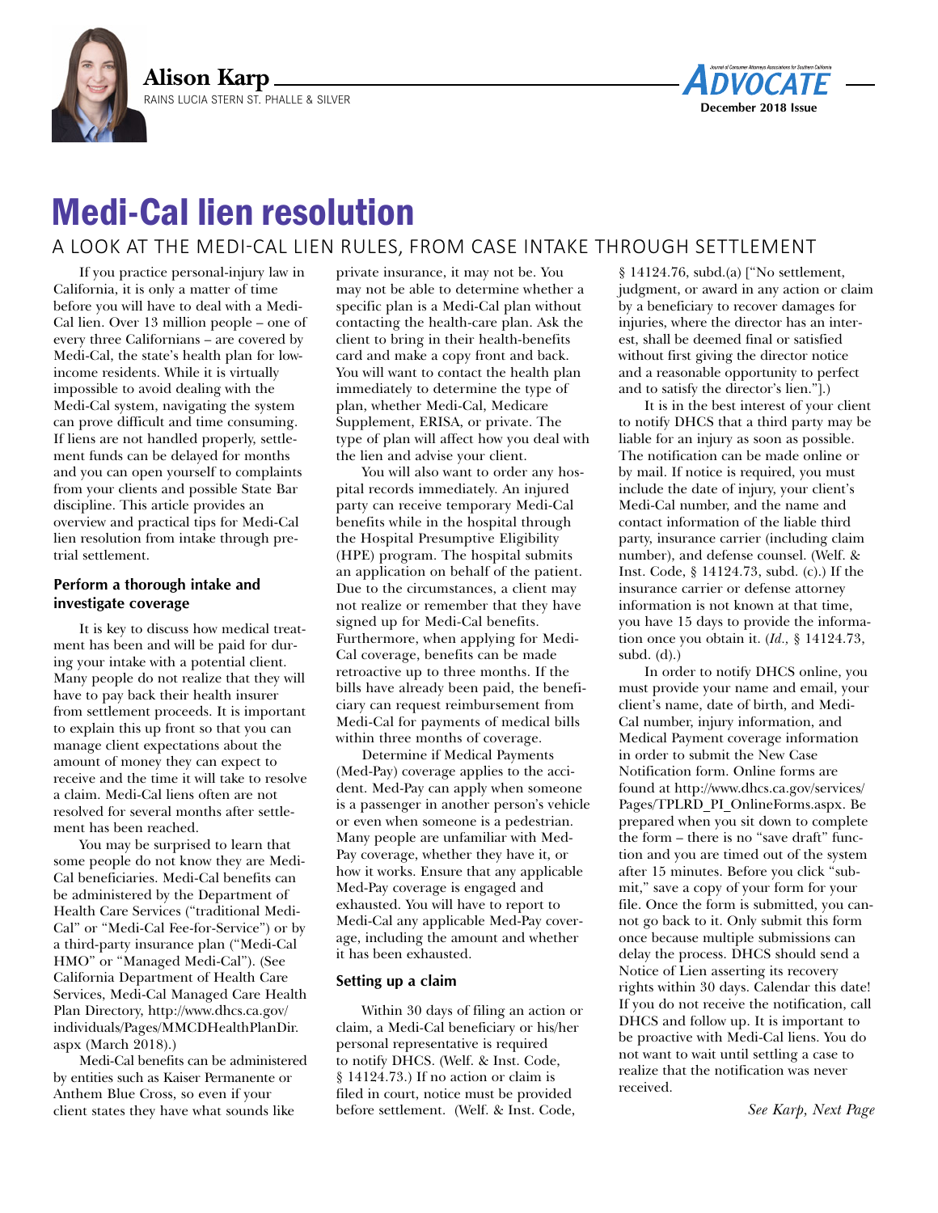Alison Karp

RAINS LUCIA STERN ST. PHALLE & SILVER

# Medi-Cal lien resolution

## A LOOK AT THE MEDI-CAL LIEN RULES, FROM CASE INTAKE THROUGH SETTLEMENT

If you practice personal-injury law in California, it is only a matter of time before you will have to deal with a Medi-Cal lien. Over 13 million people – one of every three Californians – are covered by Medi-Cal, the state's health plan for low-income residents. While it is virtually impossible to avoid dealing with the Medi-Cal system, navigating the system can prove difficult and time consuming. If liens are not handled properly, settlement funds can be delayed for months and you can open yourself to complaints from your clients and possible State Bar discipline. This article provides an overview and practical tips for Medi-Cal lien resolution from intake through pretrial settlement.

### Perform a thorough intake and investigate coverage

It is key to discuss how medical treatment has been and will be paid for during your intake with a potential client. Many people do not realize that they will have to pay back their health insurer from settlement proceeds. It is important to explain this up front so that you can manage client expectations about the amount of money they can expect to receive and the time it will take to resolve a claim. Medi-Cal liens often are not resolved for several months after settlement has been reached.

You may be surprised to learn that some people do not know they are Medi-Cal beneficiaries. Medi-Cal benefits can be administered by the Department of Health Care Services ("traditional Medi-Cal" or "Medi-Cal Fee-for-Service") or by a third-party insurance plan ("Medi-Cal HMO" or "Managed Medi-Cal"). (See California Department of Health Care Services, Medi-Cal Managed Care Health Plan Directory, http://www.dhcs.ca.gov/individuals/Pages/MMCDHealthPlanDir.aspx (March 2018).)

Medi-Cal benefits can be administered by entities such as Kaiser Permanente or Anthem Blue Cross, so even if your client states they have what sounds like private insurance, it may not be. You may not be able to determine whether a specific plan is a Medi-Cal plan without contacting the health-care plan. Ask the client to bring in their health-benefits card and make a copy front and back. You will want to contact the health plan immediately to determine the type of plan, whether Medi-Cal, Medicare Supplement, ERISA, or private. The type of plan will affect how you deal with the lien and advise your client.

You will also want to order any hospital records immediately. An injured party can receive temporary Medi-Cal benefits while in the hospital through the Hospital Presumptive Eligibility (HPE) program. The hospital submits an application on behalf of the patient. Due to the circumstances, a client may not realize or remember that they have signed up for Medi-Cal benefits. Furthermore, when applying for Medi-Cal coverage, benefits can be made retroactive up to three months. If the bills have already been paid, the beneficiary can request reimbursement from Medi-Cal for payments of medical bills within three months of coverage.

Determine if Medical Payments (Med-Pay) coverage applies to the accident. Med-Pay can apply when someone is a passenger in another person's vehicle or even when someone is a pedestrian. Many people are unfamiliar with Med-Pay coverage, whether they have it, or how it works. Ensure that any applicable Med-Pay coverage is engaged and exhausted. You will have to report to Medi-Cal any applicable Med-Pay coverage, including the amount and whether it has been exhausted.

### Setting up a claim

Within 30 days of filing an action or claim, a Medi-Cal beneficiary or his/her personal representative is required to notify DHCS. (Welf. & Inst. Code, § 14124.73.) If no action or claim is filed in court, notice must be provided before settlement. (Welf. & Inst. Code, § 14124.76, subd.(a) ["No settlement, judgment, or award in any action or claim by a beneficiary to recover damages for injuries, where the director has an interest, shall be deemed final or satisfied without first giving the director notice and a reasonable opportunity to perfect and to satisfy the director's lien."].)

It is in the best interest of your client to notify DHCS that a third party may be liable for an injury as soon as possible. The notification can be made online or by mail. If notice is required, you must include the date of injury, your client's Medi-Cal number, and the name and contact information of the liable third party, insurance carrier (including claim number), and defense counsel. (Welf. & Inst. Code, § 14124.73, subd. (c).) If the insurance carrier or defense attorney information is not known at that time, you have 15 days to provide the information once you obtain it. (*Id.,* § 14124.73, subd. (d).)

In order to notify DHCS online, you must provide your name and email, your client's name, date of birth, and Medi-Cal number, injury information, and Medical Payment coverage information in order to submit the New Case Notification form. Online forms are found at http://www.dhcs.ca.gov/services/Pages/TPLRD_PI_OnlineForms.aspx. Be prepared when you sit down to complete the form – there is no "save draft" function and you are timed out of the system after 15 minutes. Before you click "submit," save a copy of your form for your file. Once the form is submitted, you cannot go back to it. Only submit this form once because multiple submissions can delay the process. DHCS should send a Notice of Lien asserting its recovery rights within 30 days. Calendar this date! If you do not receive the notification, call DHCS and follow up. It is important to be proactive with Medi-Cal liens. You do not want to wait until settling a case to realize that the notification was never received.

*See Karp, Next Page*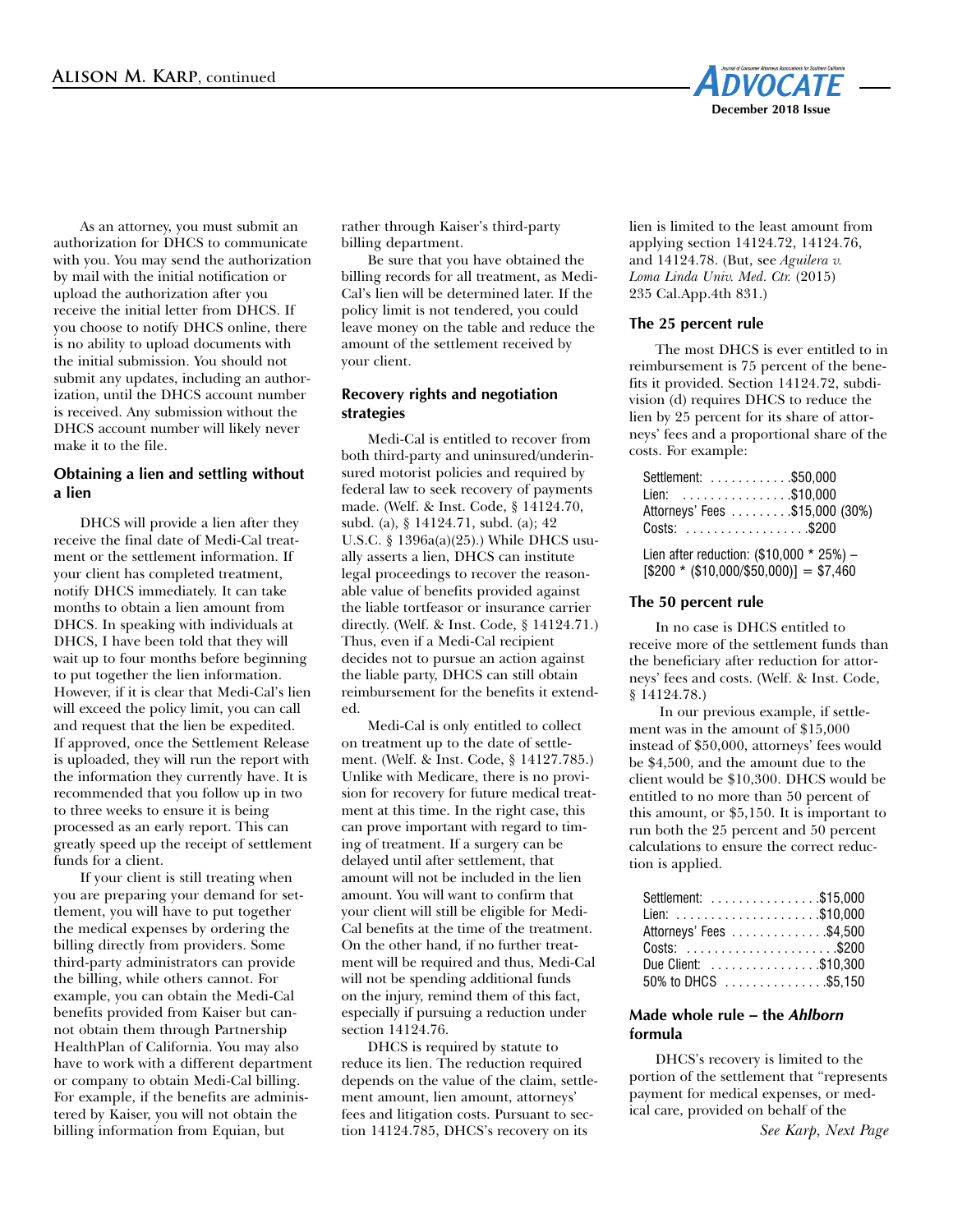As an attorney, you must submit an authorization for DHCS to communicate with you. You may send the authorization by mail with the initial notification or upload the authorization after you receive the initial letter from DHCS. If you choose to notify DHCS online, there is no ability to upload documents with the initial submission. You should not submit any updates, including an authorization, until the DHCS account number is received. Any submission without the DHCS account number will likely never make it to the file.

### Obtaining a lien and settling without a lien

DHCS will provide a lien after they receive the final date of Medi-Cal treatment or the settlement information. If your client has completed treatment, notify DHCS immediately. It can take months to obtain a lien amount from DHCS. In speaking with individuals at DHCS, I have been told that they will wait up to four months before beginning to put together the lien information. However, if it is clear that Medi-Cal's lien will exceed the policy limit, you can call and request that the lien be expedited. If approved, once the Settlement Release is uploaded, they will run the report with the information they currently have. It is recommended that you follow up in two to three weeks to ensure it is being processed as an early report. This can greatly speed up the receipt of settlement funds for a client.

If your client is still treating when you are preparing your demand for settlement, you will have to put together the medical expenses by ordering the billing directly from providers. Some third-party administrators can provide the billing, while others cannot. For example, you can obtain the Medi-Cal benefits provided from Kaiser but cannot obtain them through Partnership HealthPlan of California. You may also have to work with a different department or company to obtain Medi-Cal billing. For example, if the benefits are administered by Kaiser, you will not obtain the billing information from Equian, but rather through Kaiser's third-party billing department.

Be sure that you have obtained the billing records for all treatment, as Medi-Cal's lien will be determined later. If the policy limit is not tendered, you could leave money on the table and reduce the amount of the settlement received by your client.

### Recovery rights and negotiation strategies

Medi-Cal is entitled to recover from both third-party and uninsured/underinsured motorist policies and required by federal law to seek recovery of payments made. (Welf. & Inst. Code, § 14124.70, subd. (a), § 14124.71, subd. (a); 42 U.S.C. § 1396a(a)(25).) While DHCS usually asserts a lien, DHCS can institute legal proceedings to recover the reasonable value of benefits provided against the liable tortfeasor or insurance carrier directly. (Welf. & Inst. Code, § 14124.71.) Thus, even if a Medi-Cal recipient decides not to pursue an action against the liable party, DHCS can still obtain reimbursement for the benefits it extended.

Medi-Cal is only entitled to collect on treatment up to the date of settlement. (Welf. & Inst. Code, § 14127.785.) Unlike with Medicare, there is no provision for recovery for future medical treatment. In the right case, this can prove important with regard to timing of treatment. If a surgery can be delayed until after settlement, that amount will not be included in the lien amount. You will want to confirm that your client will still be eligible for Medi-Cal benefits at the time of the treatment. On the other hand, if no further treatment will be required and thus, Medi-Cal will not be spending additional funds on the injury, remind them of this fact, especially if pursuing a reduction under section 14124.76.

DHCS is required by statute to reduce its lien. The reduction required depends on the value of the claim, settlement amount, lien amount, attorneys' fees and litigation costs. Pursuant to section 14124.785, DHCS's recovery on its lien is limited to the least amount from applying section 14124.72, 14124.76, and 14124.78. (But, see *Aguilera v. Loma Linda Univ. Med. Ctr.* (2015) 235 Cal.App.4th 831.)

### The 25 percent rule

The most DHCS is ever entitled to in reimbursement is 75 percent of the benefits it provided. Section 14124.72, subdivision (d) requires DHCS to reduce the lien by 25 percent for its share of attorneys' fees and a proportional share of the costs. For example:

| | |
|---|---|
| Settlement: | $50,000 |
| Lien: | $10,000 |
| Attorneys' Fees | $15,000 (30%) |
| Costs: | $200 |

Lien after reduction: ($10,000 * 25%) – [$200 * ($10,000/$50,000)] = $7,460

### The 50 percent rule

In no case is DHCS entitled to receive more of the settlement funds than the beneficiary after reduction for attorneys' fees and costs. (Welf. & Inst. Code, § 14124.78.)

In our previous example, if settlement was in the amount of $15,000 instead of $50,000, attorneys' fees would be $4,500, and the amount due to the client would be $10,300. DHCS would be entitled to no more than 50 percent of this amount, or $5,150. It is important to run both the 25 percent and 50 percent calculations to ensure the correct reduction is applied.

| | |
|---|---|
| Settlement: | $15,000 |
| Lien: | $10,000 |
| Attorneys' Fees | $4,500 |
| Costs: | $200 |
| Due Client: | $10,300 |
| 50% to DHCS | $5,150 |

### Made whole rule – the *Ahlborn* formula

DHCS's recovery is limited to the portion of the settlement that "represents payment for medical expenses, or medical care, provided on behalf of the

*See Karp, Next Page*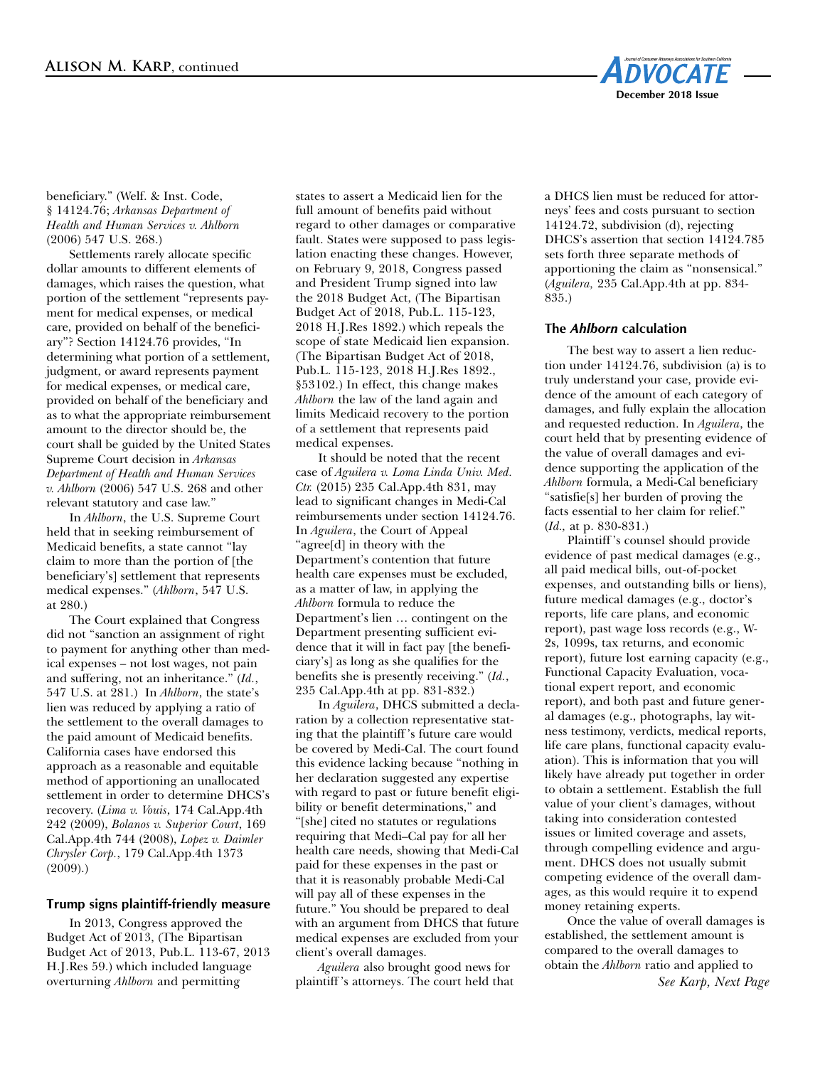beneficiary." (Welf. & Inst. Code, § 14124.76; *Arkansas Department of Health and Human Services v. Ahlborn* (2006) 547 U.S. 268.)

Settlements rarely allocate specific dollar amounts to different elements of damages, which raises the question, what portion of the settlement "represents payment for medical expenses, or medical care, provided on behalf of the beneficiary"? Section 14124.76 provides, "In determining what portion of a settlement, judgment, or award represents payment for medical expenses, or medical care, provided on behalf of the beneficiary and as to what the appropriate reimbursement amount to the director should be, the court shall be guided by the United States Supreme Court decision in *Arkansas Department of Health and Human Services v. Ahlborn* (2006) 547 U.S. 268 and other relevant statutory and case law."

In *Ahlborn*, the U.S. Supreme Court held that in seeking reimbursement of Medicaid benefits, a state cannot "lay claim to more than the portion of [the beneficiary's] settlement that represents medical expenses." (*Ahlborn*, 547 U.S. at 280.)

The Court explained that Congress did not "sanction an assignment of right to payment for anything other than medical expenses – not lost wages, not pain and suffering, not an inheritance." (*Id.*, 547 U.S. at 281.) In *Ahlborn*, the state's lien was reduced by applying a ratio of the settlement to the overall damages to the paid amount of Medicaid benefits. California cases have endorsed this approach as a reasonable and equitable method of apportioning an unallocated settlement in order to determine DHCS's recovery. (*Lima v. Vouis*, 174 Cal.App.4th 242 (2009), *Bolanos v. Superior Court*, 169 Cal.App.4th 744 (2008), *Lopez v. Daimler Chrysler Corp.*, 179 Cal.App.4th 1373 (2009).)

## Trump signs plaintiff-friendly measure

In 2013, Congress approved the Budget Act of 2013, (The Bipartisan Budget Act of 2013, Pub.L. 113-67, 2013 H.J.Res 59.) which included language overturning *Ahlborn* and permitting states to assert a Medicaid lien for the full amount of benefits paid without regard to other damages or comparative fault. States were supposed to pass legislation enacting these changes. However, on February 9, 2018, Congress passed and President Trump signed into law the 2018 Budget Act, (The Bipartisan Budget Act of 2018, Pub.L. 115-123, 2018 H.J.Res 1892.) which repeals the scope of state Medicaid lien expansion. (The Bipartisan Budget Act of 2018, Pub.L. 115-123, 2018 H.J.Res 1892., §53102.) In effect, this change makes *Ahlborn* the law of the land again and limits Medicaid recovery to the portion of a settlement that represents paid medical expenses.

It should be noted that the recent case of *Aguilera v. Loma Linda Univ. Med. Ctr.* (2015) 235 Cal.App.4th 831, may lead to significant changes in Medi-Cal reimbursements under section 14124.76. In *Aguilera*, the Court of Appeal "agree[d] in theory with the Department's contention that future health care expenses must be excluded, as a matter of law, in applying the *Ahlborn* formula to reduce the Department's lien … contingent on the Department presenting sufficient evidence that it will in fact pay [the beneficiary's] as long as she qualifies for the benefits she is presently receiving." (*Id.*, 235 Cal.App.4th at pp. 831-832.)

In *Aguilera*, DHCS submitted a declaration by a collection representative stating that the plaintiff's future care would be covered by Medi-Cal. The court found this evidence lacking because "nothing in her declaration suggested any expertise with regard to past or future benefit eligibility or benefit determinations," and "[she] cited no statutes or regulations requiring that Medi–Cal pay for all her health care needs, showing that Medi-Cal paid for these expenses in the past or that it is reasonably probable Medi-Cal will pay all of these expenses in the future." You should be prepared to deal with an argument from DHCS that future medical expenses are excluded from your client's overall damages.

*Aguilera* also brought good news for plaintiff's attorneys. The court held that a DHCS lien must be reduced for attorneys' fees and costs pursuant to section 14124.72, subdivision (d), rejecting DHCS's assertion that section 14124.785 sets forth three separate methods of apportioning the claim as "nonsensical." (*Aguilera,* 235 Cal.App.4th at pp. 834-835.)

## The *Ahlborn* calculation

The best way to assert a lien reduction under 14124.76, subdivision (a) is to truly understand your case, provide evidence of the amount of each category of damages, and fully explain the allocation and requested reduction. In *Aguilera*, the court held that by presenting evidence of the value of overall damages and evidence supporting the application of the *Ahlborn* formula, a Medi-Cal beneficiary "satisfie[s] her burden of proving the facts essential to her claim for relief." (*Id.,* at p. 830-831.)

Plaintiff's counsel should provide evidence of past medical damages (e.g., all paid medical bills, out-of-pocket expenses, and outstanding bills or liens), future medical damages (e.g., doctor's reports, life care plans, and economic report), past wage loss records (e.g., W-2s, 1099s, tax returns, and economic report), future lost earning capacity (e.g., Functional Capacity Evaluation, vocational expert report, and economic report), and both past and future general damages (e.g., photographs, lay witness testimony, verdicts, medical reports, life care plans, functional capacity evaluation). This is information that you will likely have already put together in order to obtain a settlement. Establish the full value of your client's damages, without taking into consideration contested issues or limited coverage and assets, through compelling evidence and argument. DHCS does not usually submit competing evidence of the overall damages, as this would require it to expend money retaining experts.

Once the value of overall damages is established, the settlement amount is compared to the overall damages to obtain the *Ahlborn* ratio and applied to

*See Karp, Next Page*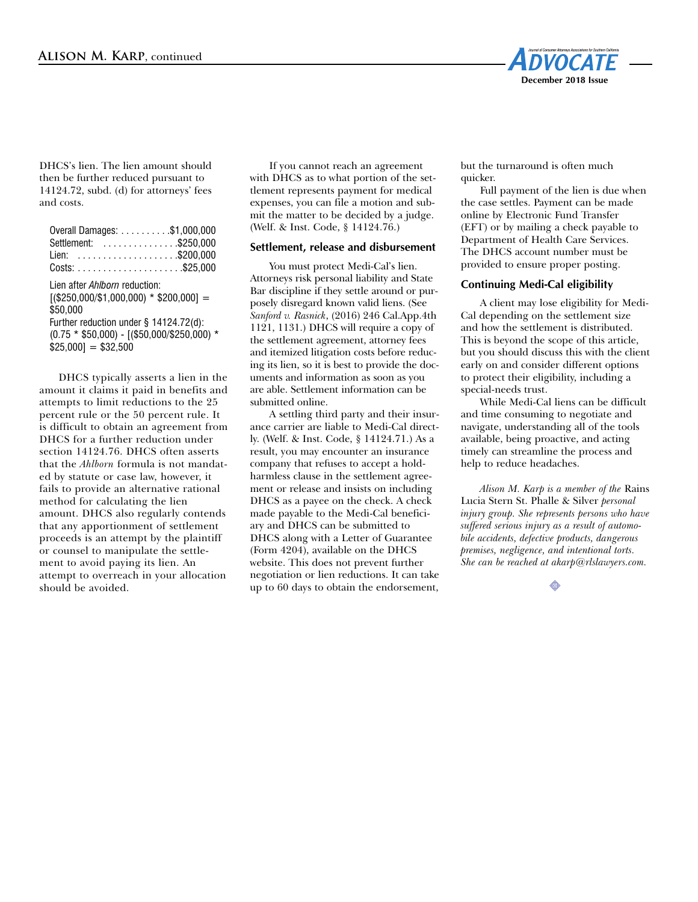DHCS's lien. The lien amount should then be further reduced pursuant to 14124.72, subd. (d) for attorneys' fees and costs.

| | |
|---|---|
| Overall Damages: | $1,000,000 |
| Settlement: | $250,000 |
| Lien: | $200,000 |
| Costs: | $25,000 |

Lien after *Ahlborn* reduction:
[($250,000/$1,000,000) * $200,000] = $50,000
Further reduction under § 14124.72(d):
(0.75 * $50,000) - [($50,000/$250,000) * $25,000] = $32,500

DHCS typically asserts a lien in the amount it claims it paid in benefits and attempts to limit reductions to the 25 percent rule or the 50 percent rule. It is difficult to obtain an agreement from DHCS for a further reduction under section 14124.76. DHCS often asserts that the *Ahlborn* formula is not mandated by statute or case law, however, it fails to provide an alternative rational method for calculating the lien amount. DHCS also regularly contends that any apportionment of settlement proceeds is an attempt by the plaintiff or counsel to manipulate the settlement to avoid paying its lien. An attempt to overreach in your allocation should be avoided.

If you cannot reach an agreement with DHCS as to what portion of the settlement represents payment for medical expenses, you can file a motion and submit the matter to be decided by a judge. (Welf. & Inst. Code, § 14124.76.)

### Settlement, release and disbursement

You must protect Medi-Cal's lien. Attorneys risk personal liability and State Bar discipline if they settle around or purposely disregard known valid liens. (See *Sanford v. Rasnick*, (2016) 246 Cal.App.4th 1121, 1131.) DHCS will require a copy of the settlement agreement, attorney fees and itemized litigation costs before reducing its lien, so it is best to provide the documents and information as soon as you are able. Settlement information can be submitted online.

A settling third party and their insurance carrier are liable to Medi-Cal directly. (Welf. & Inst. Code, § 14124.71.) As a result, you may encounter an insurance company that refuses to accept a hold-harmless clause in the settlement agreement or release and insists on including DHCS as a payee on the check. A check made payable to the Medi-Cal beneficiary and DHCS can be submitted to DHCS along with a Letter of Guarantee (Form 4204), available on the DHCS website. This does not prevent further negotiation or lien reductions. It can take up to 60 days to obtain the endorsement, but the turnaround is often much quicker.

Full payment of the lien is due when the case settles. Payment can be made online by Electronic Fund Transfer (EFT) or by mailing a check payable to Department of Health Care Services. The DHCS account number must be provided to ensure proper posting.

### Continuing Medi-Cal eligibility

A client may lose eligibility for Medi-Cal depending on the settlement size and how the settlement is distributed. This is beyond the scope of this article, but you should discuss this with the client early on and consider different options to protect their eligibility, including a special-needs trust.

While Medi-Cal liens can be difficult and time consuming to negotiate and navigate, understanding all of the tools available, being proactive, and acting timely can streamline the process and help to reduce headaches.

*Alison M. Karp is a member of the* Rains Lucia Stern St. Phalle & Silver *personal injury group. She represents persons who have suffered serious injury as a result of automobile accidents, defective products, dangerous premises, negligence, and intentional torts. She can be reached at akarp@rlslawyers.com.*